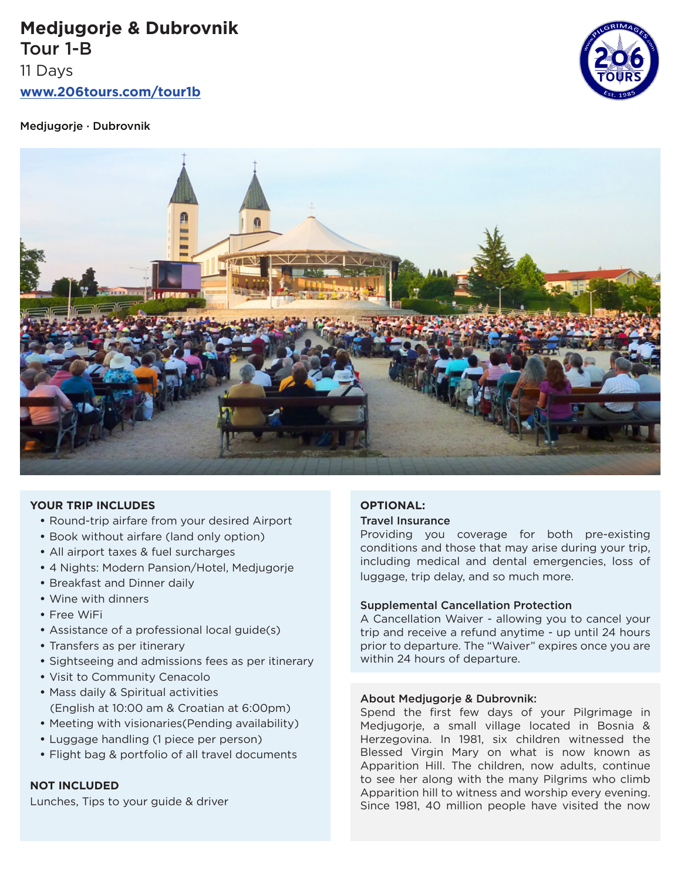# Medjugorje & Dubrovnik Tour 1-B

11 Days

www.206tours.com/tour1b

Medjugorje · Dubrovnik

## YOUR TRIP INCLUDES

- Round-trip airfare from your desired Airport
- Book without airfare (land only option)
- All airport taxes & fuel surcharges
- 4 Nights: Modern Pansion/Hotel, Medjugorje
- Breakfast and Dinner daily
- Wine with dinners
- Free WiFi
- Assistance of a professional local guide(s)
- Transfers as per itinerary
- Sightseeing and admissions fees as per itinerary
- Visit to Community Cenacolo
- Mass daily & Spiritual activities (English at 10:00 am & Croatian at 6:00pm)
- Meeting with visionaries(Pending availability)
- Luggage handling (1 piece per person)
- Flight bag & portfolio of all travel documents

## NOT INCLUDED

Lunches, Tips to your guide & driver

## OPTIONAL:

**Travel Insurance**

Providing you coverage for both pre-existing conditions and those that may arise during your trip, including medical and dental emergencies, loss of luggage, trip delay, and so much more.

**Supplemental Cancellation Protection**

A Cancellation Waiver - allowing you to cancel your trip and receive a refund anytime - up until 24 hours prior to departure. The "Waiver" expires once you are within 24 hours of departure.

## About Medjugorje & Dubrovnik:

Spend the first few days of your Pilgrimage in Medjugorje, a small village located in Bosnia & Herzegovina. In 1981, six children witnessed the Blessed Virgin Mary on what is now known as Apparition Hill. The children, now adults, continue to see her along with the many Pilgrims who climb Apparition hill to witness and worship every evening. Since 1981, 40 million people have visited the now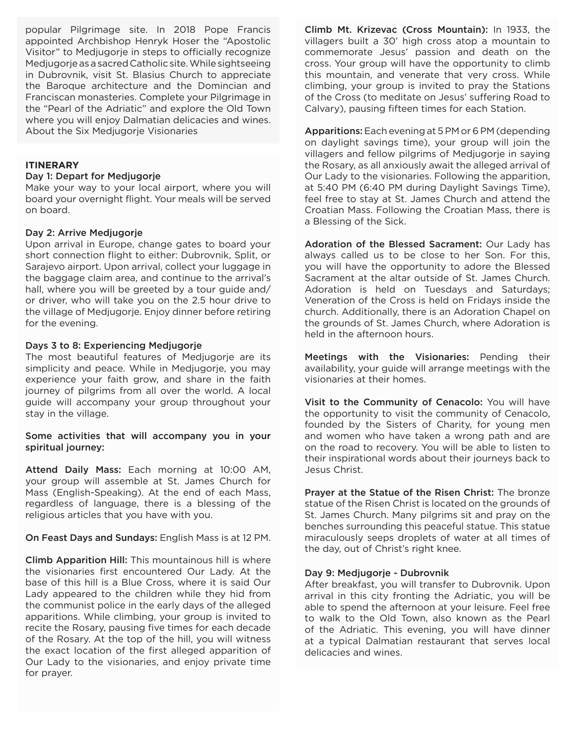popular Pilgrimage site. In 2018 Pope Francis appointed Archbishop Henryk Hoser the "Apostolic Visitor" to Medjugorje in steps to officially recognize Medjugorje as a sacred Catholic site. While sightseeing in Dubrovnik, visit St. Blasius Church to appreciate the Baroque architecture and the Domincian and Franciscan monasteries. Complete your Pilgrimage in the "Pearl of the Adriatic" and explore the Old Town where you will enjoy Dalmatian delicacies and wines. About the Six Medjugorje Visionaries

## ITINERARY

### Day 1: Depart for Medjugorje

Make your way to your local airport, where you will board your overnight flight. Your meals will be served on board.

### Day 2: Arrive Medjugorje

Upon arrival in Europe, change gates to board your short connection flight to either: Dubrovnik, Split, or Sarajevo airport. Upon arrival, collect your luggage in the baggage claim area, and continue to the arrival's hall, where you will be greeted by a tour guide and/or driver, who will take you on the 2.5 hour drive to the village of Medjugorje. Enjoy dinner before retiring for the evening.

### Days 3 to 8: Experiencing Medjugorje

The most beautiful features of Medjugorje are its simplicity and peace. While in Medjugorje, you may experience your faith grow, and share in the faith journey of pilgrims from all over the world. A local guide will accompany your group throughout your stay in the village.

Some activities that will accompany you in your spiritual journey:

**Attend Daily Mass:** Each morning at 10:00 AM, your group will assemble at St. James Church for Mass (English-Speaking). At the end of each Mass, regardless of language, there is a blessing of the religious articles that you have with you.

**On Feast Days and Sundays:** English Mass is at 12 PM.

**Climb Apparition Hill:** This mountainous hill is where the visionaries first encountered Our Lady. At the base of this hill is a Blue Cross, where it is said Our Lady appeared to the children while they hid from the communist police in the early days of the alleged apparitions. While climbing, your group is invited to recite the Rosary, pausing five times for each decade of the Rosary. At the top of the hill, you will witness the exact location of the first alleged apparition of Our Lady to the visionaries, and enjoy private time for prayer.

**Climb Mt. Krizevac (Cross Mountain):** In 1933, the villagers built a 30' high cross atop a mountain to commemorate Jesus' passion and death on the cross. Your group will have the opportunity to climb this mountain, and venerate that very cross. While climbing, your group is invited to pray the Stations of the Cross (to meditate on Jesus' suffering Road to Calvary), pausing fifteen times for each Station.

**Apparitions:** Each evening at 5 PM or 6 PM (depending on daylight savings time), your group will join the villagers and fellow pilgrims of Medjugorje in saying the Rosary, as all anxiously await the alleged arrival of Our Lady to the visionaries. Following the apparition, at 5:40 PM (6:40 PM during Daylight Savings Time), feel free to stay at St. James Church and attend the Croatian Mass. Following the Croatian Mass, there is a Blessing of the Sick.

**Adoration of the Blessed Sacrament:** Our Lady has always called us to be close to her Son. For this, you will have the opportunity to adore the Blessed Sacrament at the altar outside of St. James Church. Adoration is held on Tuesdays and Saturdays; Veneration of the Cross is held on Fridays inside the church. Additionally, there is an Adoration Chapel on the grounds of St. James Church, where Adoration is held in the afternoon hours.

**Meetings with the Visionaries:** Pending their availability, your guide will arrange meetings with the visionaries at their homes.

**Visit to the Community of Cenacolo:** You will have the opportunity to visit the community of Cenacolo, founded by the Sisters of Charity, for young men and women who have taken a wrong path and are on the road to recovery. You will be able to listen to their inspirational words about their journeys back to Jesus Christ.

**Prayer at the Statue of the Risen Christ:** The bronze statue of the Risen Christ is located on the grounds of St. James Church. Many pilgrims sit and pray on the benches surrounding this peaceful statue. This statue miraculously seeps droplets of water at all times of the day, out of Christ's right knee.

### Day 9: Medjugorje - Dubrovnik

After breakfast, you will transfer to Dubrovnik. Upon arrival in this city fronting the Adriatic, you will be able to spend the afternoon at your leisure. Feel free to walk to the Old Town, also known as the Pearl of the Adriatic. This evening, you will have dinner at a typical Dalmatian restaurant that serves local delicacies and wines.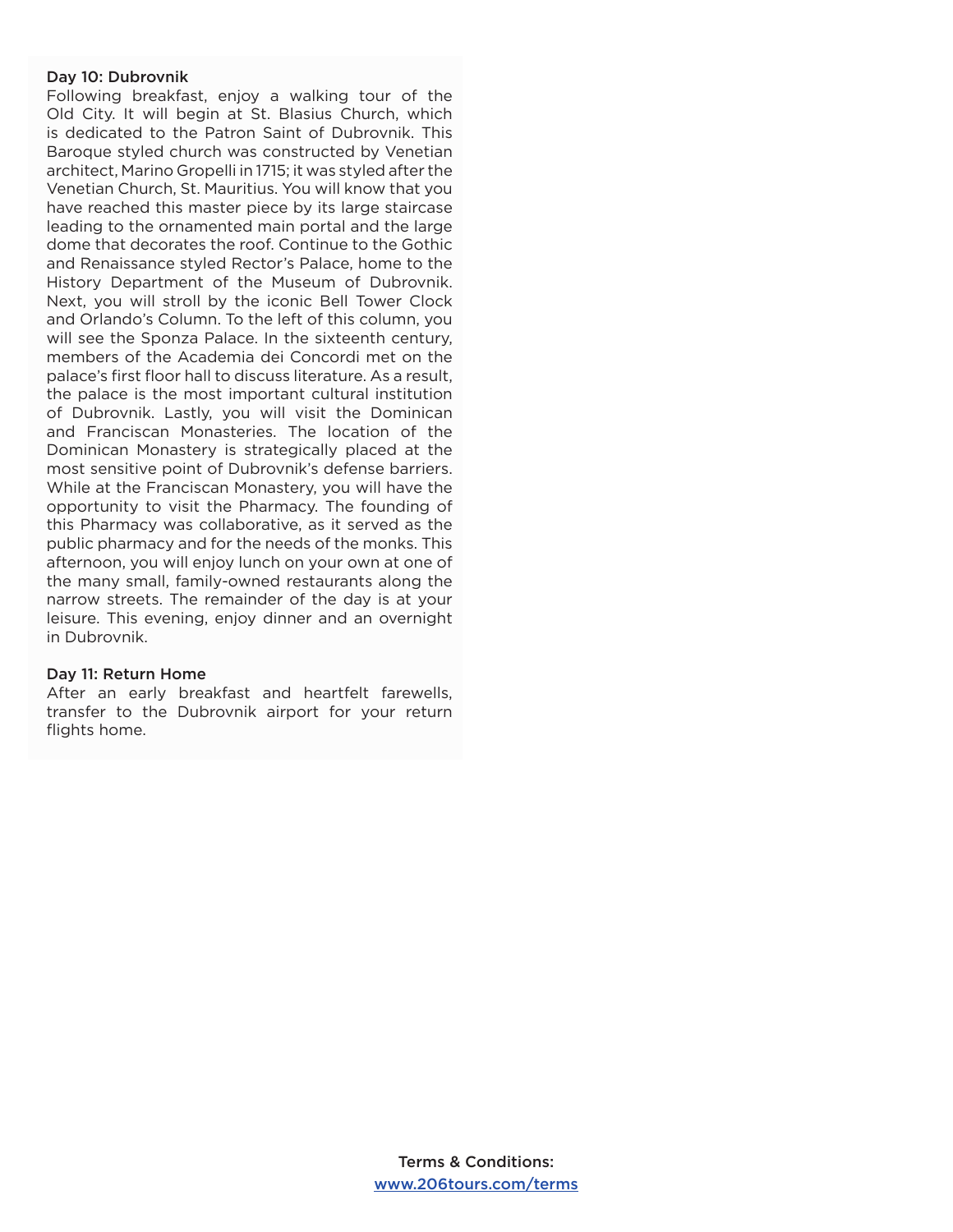### Day 10: Dubrovnik

Following breakfast, enjoy a walking tour of the Old City. It will begin at St. Blasius Church, which is dedicated to the Patron Saint of Dubrovnik. This Baroque styled church was constructed by Venetian architect, Marino Gropelli in 1715; it was styled after the Venetian Church, St. Mauritius. You will know that you have reached this master piece by its large staircase leading to the ornamented main portal and the large dome that decorates the roof. Continue to the Gothic and Renaissance styled Rector's Palace, home to the History Department of the Museum of Dubrovnik. Next, you will stroll by the iconic Bell Tower Clock and Orlando's Column. To the left of this column, you will see the Sponza Palace. In the sixteenth century, members of the Academia dei Concordi met on the palace's first floor hall to discuss literature. As a result, the palace is the most important cultural institution of Dubrovnik. Lastly, you will visit the Dominican and Franciscan Monasteries. The location of the Dominican Monastery is strategically placed at the most sensitive point of Dubrovnik's defense barriers. While at the Franciscan Monastery, you will have the opportunity to visit the Pharmacy. The founding of this Pharmacy was collaborative, as it served as the public pharmacy and for the needs of the monks. This afternoon, you will enjoy lunch on your own at one of the many small, family-owned restaurants along the narrow streets. The remainder of the day is at your leisure. This evening, enjoy dinner and an overnight in Dubrovnik.

### Day 11: Return Home

After an early breakfast and heartfelt farewells, transfer to the Dubrovnik airport for your return flights home.

Terms & Conditions:
www.206tours.com/terms